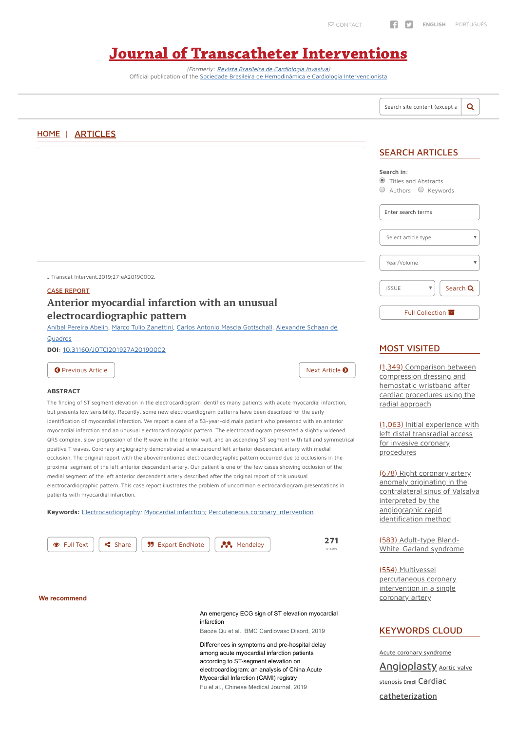# Journal of Transcatheter Interventions

(Formerly: *Revista Brasileira de Cardiologia Invasiva*)
Official publication of the Sociedade Brasileira de Hemodinâmica e Cardiologia Intervencionista

HOME | ARTICLES

J Transcat Intervent.2019;27:eA20190002.

CASE REPORT

## Anterior myocardial infarction with an unusual electrocardiographic pattern

Anibal Pereira Abelin, Marco Tulio Zanettini, Carlos Antonio Mascia Gottschall, Alexandre Schaan de Quadros

**DOI:** 10.31160/JOTCI201927A20190002

### ABSTRACT

The finding of ST segment elevation in the electrocardiogram identifies many patients with acute myocardial infarction, but presents low sensibility. Recently, some new electrocardiogram patterns have been described for the early identification of myocardial infarction. We report a case of a 53-year-old male patient who presented with an anterior myocardial infarction and an unusual electrocardiographic pattern. The electrocardiogram presented a slightly widened QRS complex, slow progression of the R wave in the anterior wall, and an ascending ST segment with tall and symmetrical positive T waves. Coronary angiography demonstrated a wraparound left anterior descendent artery with medial occlusion. The original report with the abovementioned electrocardiographic pattern occurred due to occlusions in the proximal segment of the left anterior descendent artery. Our patient is one of the few cases showing occlusion of the medial segment of the left anterior descendent artery described after the original report of this unusual electrocardiographic pattern. This case report illustrates the problem of uncommon electrocardiogram presentations in patients with myocardial infarction.

**Keywords:** Electrocardiography; Myocardial infarction; Percutaneous coronary intervention

271 Views

**We recommend**

An emergency ECG sign of ST elevation myocardial infarction
Baoze Qu et al., BMC Cardiovasc Disord, 2019

Differences in symptoms and pre-hospital delay among acute myocardial infarction patients according to ST-segment elevation on electrocardiogram: an analysis of China Acute Myocardial Infarction (CAMI) registry
Fu et al., Chinese Medical Journal, 2019

## SEARCH ARTICLES

## MOST VISITED

(1,349) Comparison between compression dressing and hemostatic wristband after cardiac procedures using the radial approach

(1,063) Initial experience with left distal transradial access for invasive coronary procedures

(678) Right coronary artery anomaly originating in the contralateral sinus of Valsalva interpreted by the angiographic rapid identification method

(583) Adult-type Bland-White-Garland syndrome

(554) Multivessel percutaneous coronary intervention in a single coronary artery

## KEYWORDS CLOUD

Acute coronary syndrome Angioplasty Aortic valve stenosis Brazil Cardiac catheterization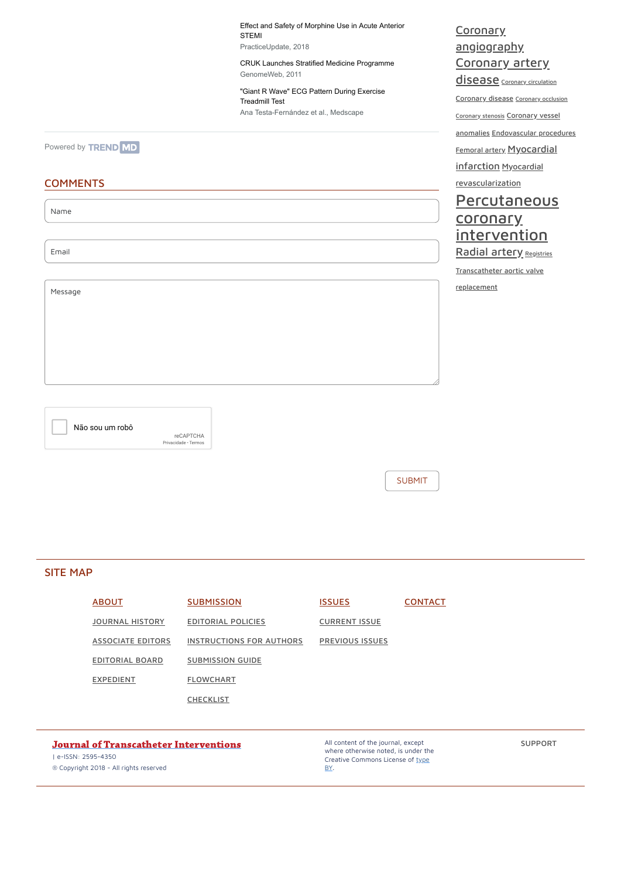Effect and Safety of Morphine Use in Acute Anterior STEMI
PracticeUpdate, 2018

CRUK Launches Stratified Medicine Programme
GenomeWeb, 2011

"Giant R Wave" ECG Pattern During Exercise Treadmill Test
Ana Testa-Fernández et al., Medscape

Powered by TREND MD

Coronary angiography Coronary artery disease Coronary circulation Coronary disease Coronary occlusion Coronary stenosis Coronary vessel anomalies Endovascular procedures Femoral artery Myocardial infarction Myocardial revascularization Percutaneous coronary intervention Radial artery Registries Transcatheter aortic valve replacement

## COMMENTS

Name

Email

Message

Não sou um robô
reCAPTCHA
Privacidade - Termos

SUBMIT

## SITE MAP

- ABOUT
  - JOURNAL HISTORY
  - ASSOCIATE EDITORS
  - EDITORIAL BOARD
  - EXPEDIENT
- SUBMISSION
  - EDITORIAL POLICIES
  - INSTRUCTIONS FOR AUTHORS
  - SUBMISSION GUIDE
  - FLOWCHART
  - CHECKLIST
- ISSUES
  - CURRENT ISSUE
  - PREVIOUS ISSUES
- CONTACT

**Journal of Transcatheter Interventions**
| e-ISSN: 2595-4350
® Copyright 2018 - All rights reserved

All content of the journal, except where otherwise noted, is under the Creative Commons License of type BY.

SUPPORT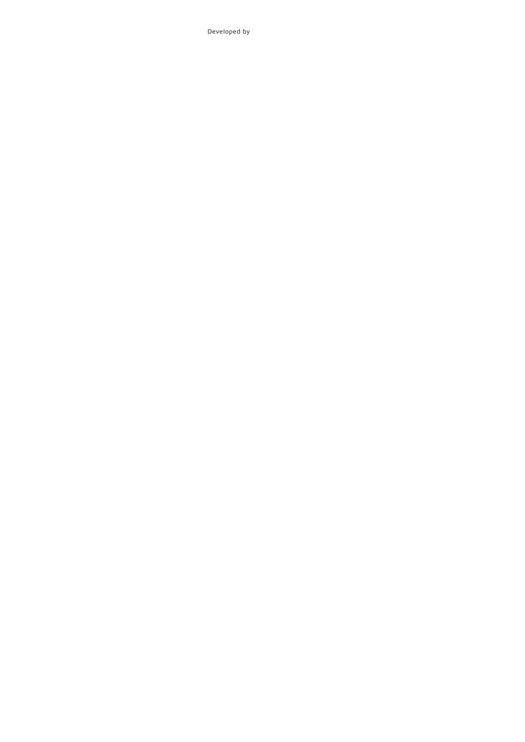Developed by